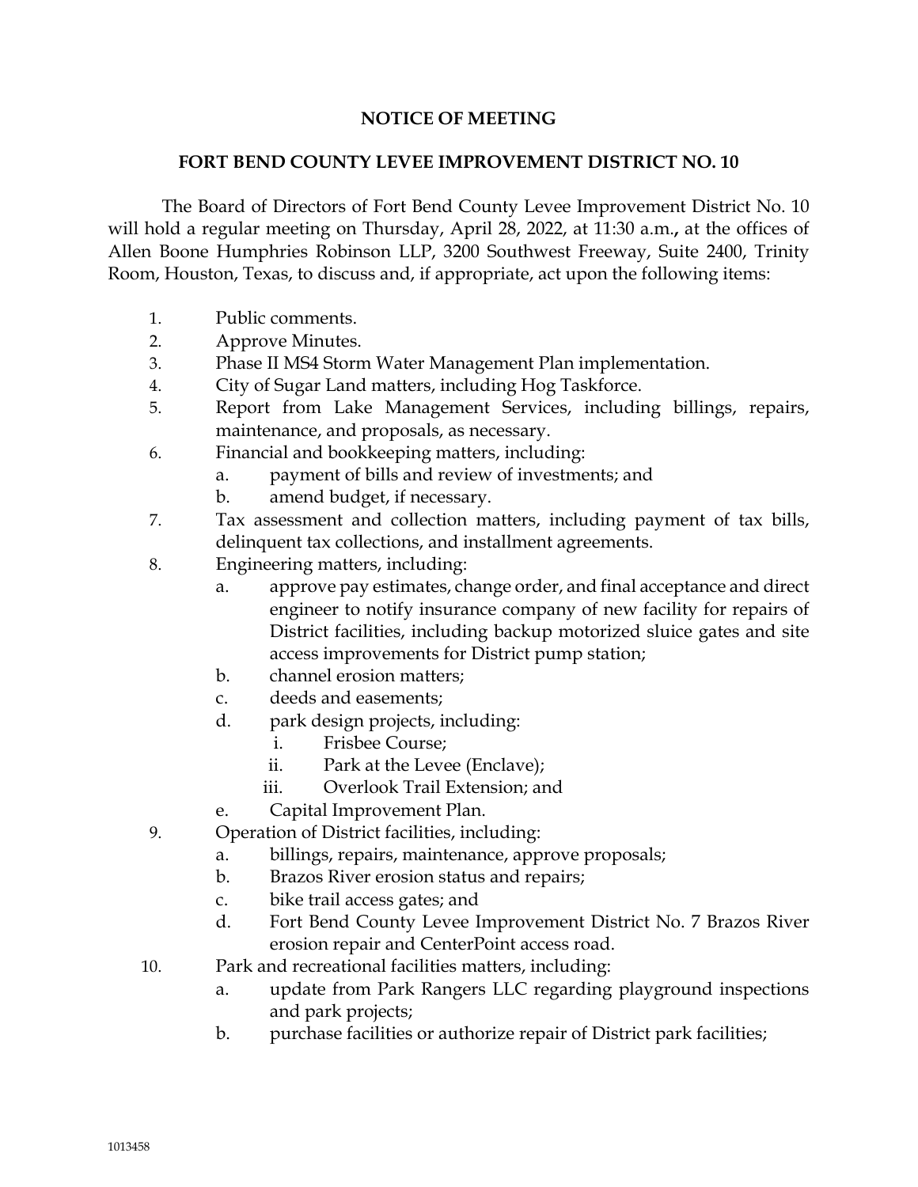## NOTICE OF MEETING

## FORT BEND COUNTY LEVEE IMPROVEMENT DISTRICT NO. 10

The Board of Directors of Fort Bend County Levee Improvement District No. 10 will hold a regular meeting on Thursday, April 28, 2022, at 11:30 a.m., at the offices of Allen Boone Humphries Robinson LLP, 3200 Southwest Freeway, Suite 2400, Trinity Room, Houston, Texas, to discuss and, if appropriate, act upon the following items:

1. Public comments.
2. Approve Minutes.
3. Phase II MS4 Storm Water Management Plan implementation.
4. City of Sugar Land matters, including Hog Taskforce.
5. Report from Lake Management Services, including billings, repairs, maintenance, and proposals, as necessary.
6. Financial and bookkeeping matters, including:
   a. payment of bills and review of investments; and
   b. amend budget, if necessary.
7. Tax assessment and collection matters, including payment of tax bills, delinquent tax collections, and installment agreements.
8. Engineering matters, including:
   a. approve pay estimates, change order, and final acceptance and direct engineer to notify insurance company of new facility for repairs of District facilities, including backup motorized sluice gates and site access improvements for District pump station;
   b. channel erosion matters;
   c. deeds and easements;
   d. park design projects, including:
      i. Frisbee Course;
      ii. Park at the Levee (Enclave);
      iii. Overlook Trail Extension; and
   e. Capital Improvement Plan.
9. Operation of District facilities, including:
   a. billings, repairs, maintenance, approve proposals;
   b. Brazos River erosion status and repairs;
   c. bike trail access gates; and
   d. Fort Bend County Levee Improvement District No. 7 Brazos River erosion repair and CenterPoint access road.
10. Park and recreational facilities matters, including:
    a. update from Park Rangers LLC regarding playground inspections and park projects;
    b. purchase facilities or authorize repair of District park facilities;

1013458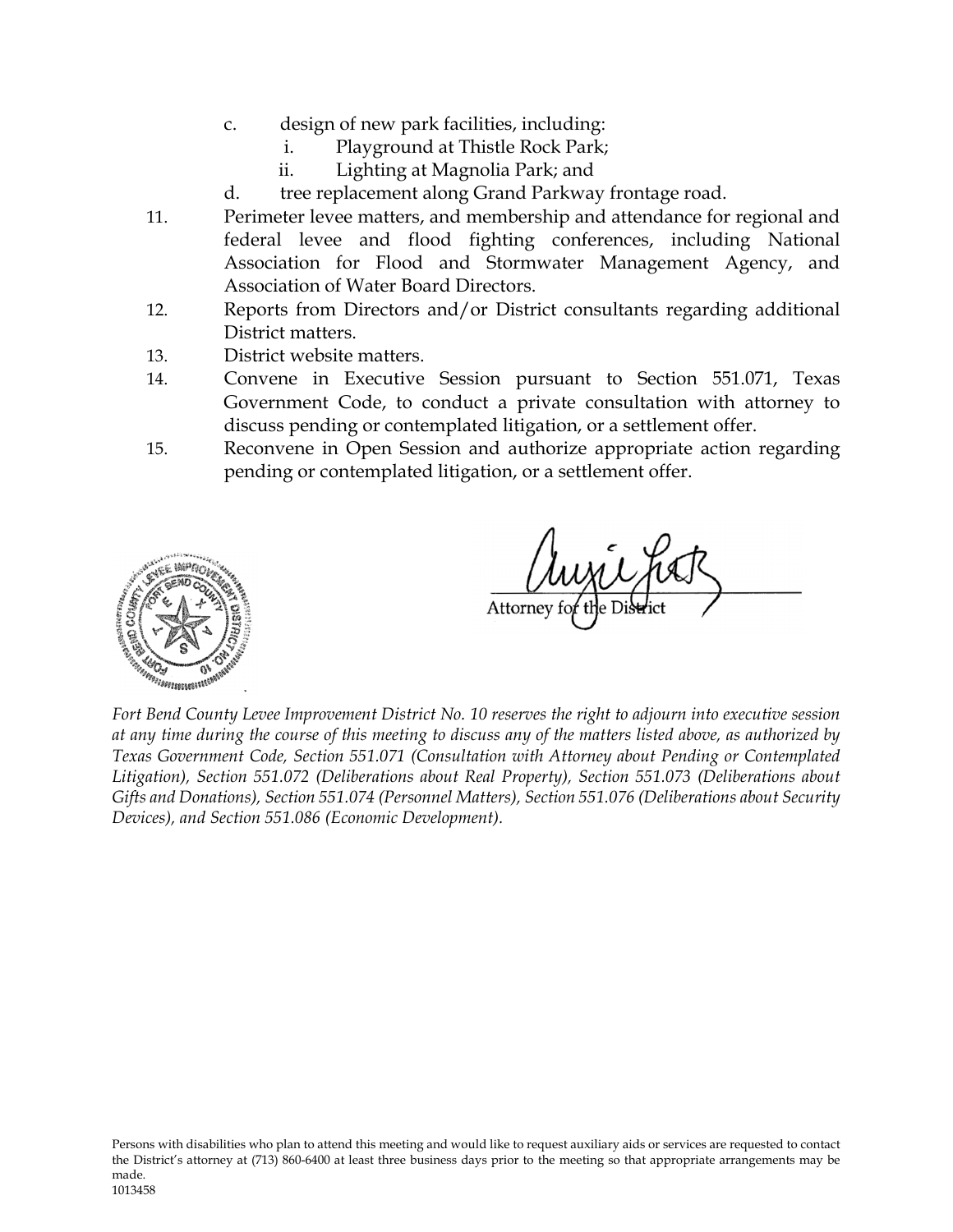c. design of new park facilities, including:
   i. Playground at Thistle Rock Park;
   ii. Lighting at Magnolia Park; and

d. tree replacement along Grand Parkway frontage road.

11. Perimeter levee matters, and membership and attendance for regional and federal levee and flood fighting conferences, including National Association for Flood and Stormwater Management Agency, and Association of Water Board Directors.
12. Reports from Directors and/or District consultants regarding additional District matters.
13. District website matters.
14. Convene in Executive Session pursuant to Section 551.071, Texas Government Code, to conduct a private consultation with attorney to discuss pending or contemplated litigation, or a settlement offer.
15. Reconvene in Open Session and authorize appropriate action regarding pending or contemplated litigation, or a settlement offer.

Attorney for the District

*Fort Bend County Levee Improvement District No. 10 reserves the right to adjourn into executive session at any time during the course of this meeting to discuss any of the matters listed above, as authorized by Texas Government Code, Section 551.071 (Consultation with Attorney about Pending or Contemplated Litigation), Section 551.072 (Deliberations about Real Property), Section 551.073 (Deliberations about Gifts and Donations), Section 551.074 (Personnel Matters), Section 551.076 (Deliberations about Security Devices), and Section 551.086 (Economic Development).*

Persons with disabilities who plan to attend this meeting and would like to request auxiliary aids or services are requested to contact the District's attorney at (713) 860-6400 at least three business days prior to the meeting so that appropriate arrangements may be made.
1013458